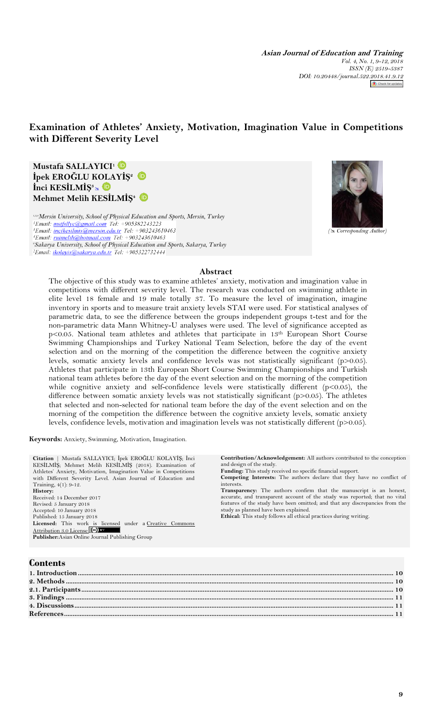# Examination of Athletes' Anxiety, Motivation, Imagination Value in Competitions with Different Severity Level

**Mustafa SALLAYICI**[1]
**İpek EROĞLU KOLAYİŞ**[2]
**İnci KESİLMİŞ**[3]
**Mehmet Melih KESİLMİŞ**[4]

[1,3,4]*Mersin University, School of Physical Education and Sports, Mersin, Turkey*
[1]*Email: mstfsllyc@gmail.com Tel: +905382243223*
[3]*Email: incikesilmis@mersin.edu.tr Tel: +903243610463*
[4]*Email: ruimelih@hotmail.com Tel: +903243610463*
[2]*Sakarya University, School of Physical Education and Sports, Sakarya, Turkey*
[2]*Email: ikolayis@sakarya.edu.tr Tel: +905322732444*

(✉ Corresponding Author)

## Abstract

The objective of this study was to examine athletes' anxiety, motivation and imagination value in competitions with different severity level. The research was conducted on swimming athlete in elite level 18 female and 19 male totally 37. To measure the level of imagination, imagine inventory in sports and to measure trait anxiety levels STAI were used. For statistical analyses of parametric data, to see the difference between the groups independent groups t-test and for the non-parametric data Mann Whitney-U analyses were used. The level of significance accepted as $p<0.05$. National team athletes and athletes that participate in 13th European Short Course Swimming Championships and Turkey National Team Selection, before the day of the event selection and on the morning of the competition the difference between the cognitive anxiety levels, somatic anxiety levels and confidence levels was not statistically significant ($p>0.05$). Athletes that participate in 13th European Short Course Swimming Championships and Turkish national team athletes before the day of the event selection and on the morning of the competition while cognitive anxiety and self-confidence levels were statistically different ($p<0.05$), the difference between somatic anxiety levels was not statistically significant ($p>0.05$). The athletes that selected and non-selected for national team before the day of the event selection and on the morning of the competition the difference between the cognitive anxiety levels, somatic anxiety levels, confidence levels, motivation and imagination levels was not statistically different ($p>0.05$).

**Keywords:** Anxiety, Swimming, Motivation, Imagination.

**Citation** | Mustafa SALLAYICI; İpek EROĞLU KOLAYİŞ; İnci KESİLMİŞ; Mehmet Melih KESİLMİŞ (2018). Examination of Athletes' Anxiety, Motivation, Imagination Value in Competitions with Different Severity Level. Asian Journal of Education and Training, 4(1): 9-12.

**History:**
Received: 14 December 2017
Revised: 5 January 2018
Accepted: 10 January 2018
Published: 15 January 2018

**Licensed:** This work is licensed under a Creative Commons Attribution 3.0 License

**Publisher:** Asian Online Journal Publishing Group

**Contribution/Acknowledgement:** All authors contributed to the conception and design of the study.
**Funding:** This study received no specific financial support.
**Competing Interests:** The authors declare that they have no conflict of interests.
**Transparency:** The authors confirm that the manuscript is an honest, accurate, and transparent account of the study was reported; that no vital features of the study have been omitted; and that any discrepancies from the study as planned have been explained.
**Ethical:** This study follows all ethical practices during writing.

## Contents

**1. Introduction** .......... 10
**2. Methods** .......... 10
**2.1. Participants** .......... 10
**3. Findings** .......... 11
**4. Discussions** .......... 11
**References** .......... 11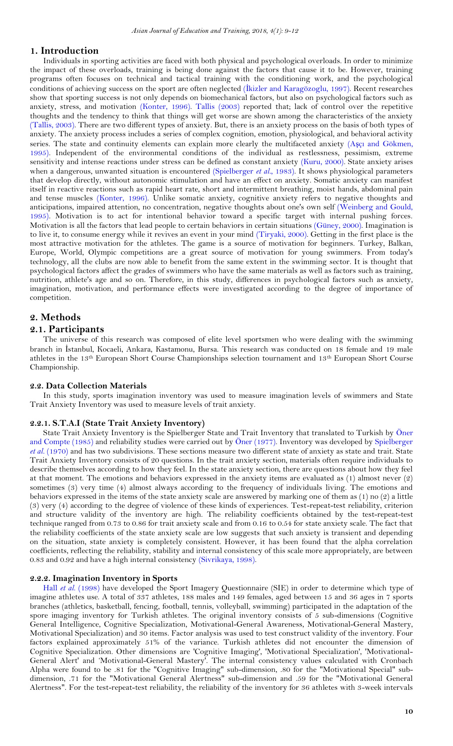## 1. Introduction

Individuals in sporting activities are faced with both physical and psychological overloads. In order to minimize the impact of these overloads, training is being done against the factors that cause it to be. However, training programs often focuses on technical and tactical training with the conditioning work, and the psychological conditions of achieving success on the sport are often neglected (İkizler and Karagözoglu, 1997). Recent researches show that sporting success is not only depends on biomechanical factors, but also on psychological factors such as anxiety, stress, and motivation (Konter, 1996). Tallis (2003) reported that; lack of control over the repetitive thoughts and the tendency to think that things will get worse are shown among the characteristics of the anxiety (Tallis, 2003). There are two different types of anxiety. But, there is an anxiety process on the basis of both types of anxiety. The anxiety process includes a series of complex cognition, emotion, physiological, and behavioral activity series. The state and continuity elements can explain more clearly the multifaceted anxiety (Aşçı and Gökmen, 1995). Independent of the environmental conditions of the individual as restlessness, pessimism, extreme sensitivity and intense reactions under stress can be defined as constant anxiety (Kuru, 2000). State anxiety arises when a dangerous, unwanted situation is encountered (Spielberger *et al.*, 1983). It shows physiological parameters that develop directly, without autonomic stimulation and have an effect on anxiety. Somatic anxiety can manifest itself in reactive reactions such as rapid heart rate, short and intermittent breathing, moist hands, abdominal pain and tense muscles (Konter, 1996). Unlike somatic anxiety, cognitive anxiety refers to negative thoughts and anticipations, impaired attention, no concentration, negative thoughts about one's own self (Weinberg and Gould, 1995). Motivation is to act for intentional behavior toward a specific target with internal pushing forces. Motivation is all the factors that lead people to certain behaviors in certain situations (Güney, 2000). Imagination is to live it, to consume energy while it revives an event in your mind (Tiryaki, 2000). Getting in the first place is the most attractive motivation for the athletes. The game is a source of motivation for beginners. Turkey, Balkan, Europe, World, Olympic competitions are a great source of motivation for young swimmers. From today's technology, all the clubs are now able to benefit from the same extent in the swimming sector. It is thought that psychological factors affect the grades of swimmers who have the same materials as well as factors such as training, nutrition, athlete's age and so on. Therefore, in this study, differences in psychological factors such as anxiety, imagination, motivation, and performance effects were investigated according to the degree of importance of competition.

## 2. Methods

### 2.1. Participants

The universe of this research was composed of elite level sportsmen who were dealing with the swimming branch in İstanbul, Kocaeli, Ankara, Kastamonu, Bursa. This research was conducted on 18 female and 19 male athletes in the 13th European Short Course Championships selection tournament and 13th European Short Course Championship.

### 2.2. Data Collection Materials

In this study, sports imagination inventory was used to measure imagination levels of swimmers and State Trait Anxiety Inventory was used to measure levels of trait anxiety.

#### 2.2.1. S.T.A.I (State Trait Anxiety Inventory)

State Trait Anxiety Inventory is the Spielberger State and Trait Inventory that translated to Turkish by Öner and Compte (1985) and reliability studies were carried out by Öner (1977). Inventory was developed by Spielberger *et al.* (1970) and has two subdivisions. These sections measure two different state of anxiety as state and trait. State Trait Anxiety Inventory consists of 20 questions. In the trait anxiety section, materials often require individuals to describe themselves according to how they feel. In the state anxiety section, there are questions about how they feel at that moment. The emotions and behaviors expressed in the anxiety items are evaluated as (1) almost never (2) sometimes (3) very time (4) almost always according to the frequency of individuals living. The emotions and behaviors expressed in the items of the state anxiety scale are answered by marking one of them as (1) no (2) a little (3) very (4) according to the degree of violence of these kinds of experiences. Test-repeat-test reliability, criterion and structure validity of the inventory are high. The reliability coefficients obtained by the test-repeat-test technique ranged from 0.73 to 0.86 for trait anxiety scale and from 0.16 to 0.54 for state anxiety scale. The fact that the reliability coefficients of the state anxiety scale are low suggests that such anxiety is transient and depending on the situation, state anxiety is completely consistent. However, it has been found that the alpha correlation coefficients, reflecting the reliability, stability and internal consistency of this scale more appropriately, are between 0.83 and 0.92 and have a high internal consistency (Sivrikaya, 1998).

#### 2.2.2. Imagination Inventory in Sports

Hall *et al.* (1998) have developed the Sport Imagery Questionnaire (SIE) in order to determine which type of imagine athletes use. A total of 337 athletes, 188 males and 149 females, aged between 15 and 36 ages in 7 sports branches (athletics, basketball, fencing, football, tennis, volleyball, swimming) participated in the adaptation of the spore imaging inventory for Turkish athletes. The original inventory consists of 5 sub-dimensions (Cognitive General Intelligence, Cognitive Specialization, Motivational-General Awareness, Motivational-General Mastery, Motivational Specialization) and 30 items. Factor analysis was used to test construct validity of the inventory. Four factors explained approximately 51% of the variance. Turkish athletes did not encounter the dimension of Cognitive Specialization. Other dimensions are 'Cognitive Imaging', 'Motivational Specialization', 'Motivational-General Alert' and 'Motivational-General Mastery'. The internal consistency values calculated with Cronbach Alpha were found to be .81 for the "Cognitive Imaging" sub-dimension, .80 for the "Motivational Special" sub-dimension, .71 for the "Motivational General Alertness" sub-dimension and .59 for the "Motivational General Alertness". For the test-repeat-test reliability, the reliability of the inventory for 36 athletes with 3-week intervals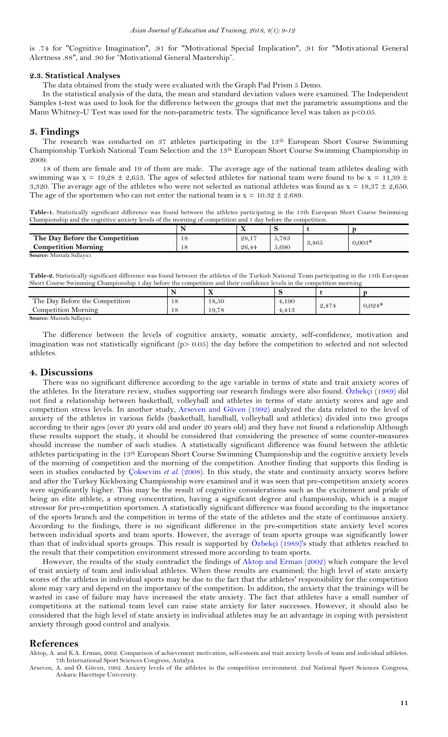is .74 for "Cognitive Imagination", .91 for "Motivational Special Implication", .91 for "Motivational General Alertness .88", and .90 for "Motivational General Mastership".

### 2.3. Statistical Analyses

The data obtained from the study were evaluated with the Graph Pad Prism 5 Demo.

In the statistical analysis of the data, the mean and standard deviation values were examined. The Independent Samples t-test was used to look for the difference between the groups that met the parametric assumptions and the Mann Whitney-U Test was used for the non-parametric tests. The significance level was taken as $p<0.05$.

## 3. Findings

The research was conducted on 37 athletes participating in the 13th European Short Course Swimming Championship Turkish National Team Selection and the 13th European Short Course Swimming Championship in 2009.

18 of them are female and 19 of them are male. The average age of the national team athletes dealing with swimming was $x = 19{,}28 \pm 2{,}653$. The ages of selected athletes for national team were found to be $x = 11{,}39 \pm 3{,}320$. The average age of the athletes who were not selected as national athletes was found as $x = 18{,}37 \pm 2{,}650$. The age of the sportsmen who can not enter the national team is $x = 10.32 \pm 2.689$.

**Table-1.** Statistically significant difference was found between the athletes participating in the 13th European Short Course Swimming Championship and the cognitive anxiety levels of the morning of competition and 1 day before the competition.

| | N | X | S | t | p |
|---|---|---|---|---|---|
| **The Day Before the Competition** | 18 | 28,17 | 5,783 | 3,465 | 0,003* |
| **Competition Morning** | 18 | 26,44 | 5,690 | | |

**Source:** Mustafa Sallayıcı

**Table-2.** Statistically significant difference was found between the athletes of the Turkish National Team participating in the 13th European Short Course Swimming Championship 1 day before the competition and their confidence levels in the competition morning

| | N | X | S | t | p |
|---|---|---|---|---|---|
| The Day Before the Competition | 18 | 18,50 | 4,190 | 2,474 | 0,024* |
| Competition Morning | 18 | 19,78 | 4,413 | | |

**Source:** Mustafa Sallayıcı

The difference between the levels of cognitive anxiety, somatic anxiety, self-confidence, motivation and imagination was not statistically significant ($p> 0.05$) the day before the competition to selected and not selected athletes.

## 4. Discussions

There was no significant difference according to the age variable in terms of state and trait anxiety scores of the athletes. In the literature review, studies supporting our research findings were also found. Özbekçi (1989) did not find a relationship between basketball, volleyball and athletes in terms of state anxiety scores and age and competition stress levels. In another study, Arseven and Güven (1992) analyzed the data related to the level of anxiety of the athletes in various fields (basketball, handball, volleyball and athletics) divided into two groups according to their ages (over 20 years old and under 20 years old) and they have not found a relationship Although these results support the study, it should be considered that considering the presence of some counter-measures should increase the number of such studies. A statistically significant difference was found between the athletic athletes participating in the 13th European Short Course Swimming Championship and the cognitive anxiety levels of the morning of competition and the morning of the competition. Another finding that supports this finding is seen in studies conducted by Çoksevim *et al.* (2008). In this study, the state and continuity anxiety scores before and after the Turkey Kickboxing Championship were examined and it was seen that pre-competition anxiety scores were significantly higher. This may be the result of cognitive considerations such as the excitement and pride of being an elite athlete, a strong concentration, having a significant degree and championship, which is a major stressor for pre-competition sportsmen. A statistically significant difference was found according to the importance of the sports branch and the competition in terms of the state of the athletes and the state of continuous anxiety. According to the findings, there is no significant difference in the pre-competition state anxiety level scores between individual sports and team sports. However, the average of team sports groups was significantly lower than that of individual sports groups. This result is supported by Özbekçi (1989)'s study that athletes reached to the result that their competition environment stressed more according to team sports.

However, the results of the study contradict the findings of Aktop and Erman (2002) which compare the level of trait anxiety of team and individual athletes. When these results are examined; the high level of state anxiety scores of the athletes in individual sports may be due to the fact that the athletes' responsibility for the competition alone may vary and depend on the importance of the competition. In addition, the anxiety that the trainings will be wasted in case of failure may have increased the state anxiety. The fact that athletes have a small number of competitions at the national team level can raise state anxiety for later successes. However, it should also be considered that the high level of state anxiety in individual athletes may be an advantage in coping with persistent anxiety through good control and analysis.

## References

Aktop, A. and K.A. Erman, 2002. Comparison of achievement motivation, self-esteem and trait anxiety levels of team and individual athletes. 7th International Sport Sciences Congress, Antalya.

Arseven, A. and Ö. Güven, 1992. Anxiety levels of the athletes in the competition environment. 2nd National Sport Sciences Congress, Ankara: Hacettepe University.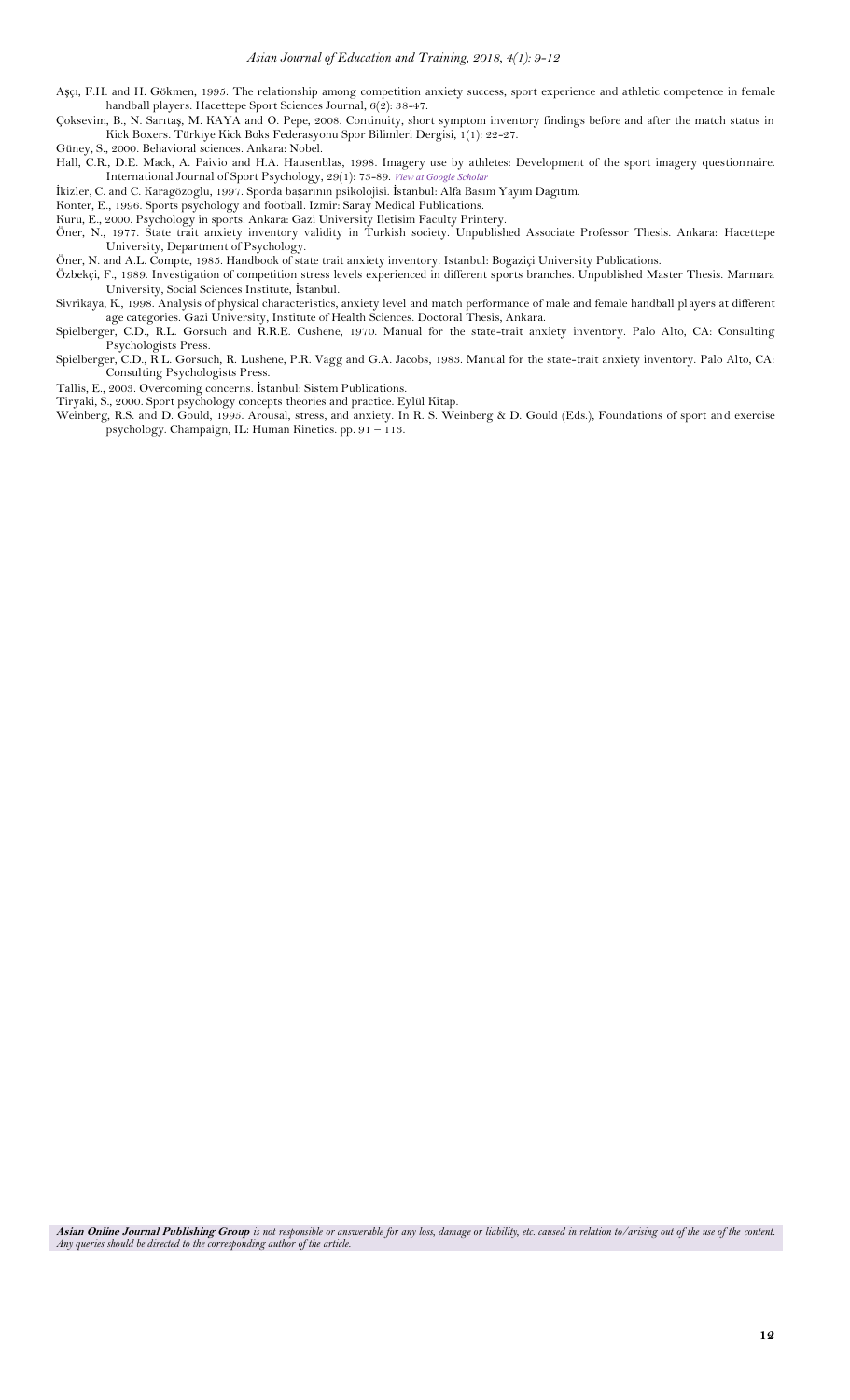Aşçı, F.H. and H. Gökmen, 1995. The relationship among competition anxiety success, sport experience and athletic competence in female handball players. Hacettepe Sport Sciences Journal, 6(2): 38-47.

Çoksevim, B., N. Sarıtaş, M. KAYA and O. Pepe, 2008. Continuity, short symptom inventory findings before and after the match status in Kick Boxers. Türkiye Kick Boks Federasyonu Spor Bilimleri Dergisi, 1(1): 22-27.

Güney, S., 2000. Behavioral sciences. Ankara: Nobel.

Hall, C.R., D.E. Mack, A. Paivio and H.A. Hausenblas, 1998. Imagery use by athletes: Development of the sport imagery questionnaire. International Journal of Sport Psychology, 29(1): 73-89. *View at Google Scholar*

İkizler, C. and C. Karagözoglu, 1997. Sporda başarının psikolojisi. İstanbul: Alfa Basım Yayım Dagıtım.

Konter, E., 1996. Sports psychology and football. Izmir: Saray Medical Publications.

Kuru, E., 2000. Psychology in sports. Ankara: Gazi University Iletisim Faculty Printery.

Öner, N., 1977. State trait anxiety inventory validity in Turkish society. Unpublished Associate Professor Thesis. Ankara: Hacettepe University, Department of Psychology.

Öner, N. and A.L. Compte, 1985. Handbook of state trait anxiety inventory. Istanbul: Bogaziçi University Publications.

Özbekçi, F., 1989. Investigation of competition stress levels experienced in different sports branches. Unpublished Master Thesis. Marmara University, Social Sciences Institute, İstanbul.

Sivrikaya, K., 1998. Analysis of physical characteristics, anxiety level and match performance of male and female handball players at different age categories. Gazi University, Institute of Health Sciences. Doctoral Thesis, Ankara.

Spielberger, C.D., R.L. Gorsuch and R.R.E. Cushene, 1970. Manual for the state-trait anxiety inventory. Palo Alto, CA: Consulting Psychologists Press.

Spielberger, C.D., R.L. Gorsuch, R. Lushene, P.R. Vagg and G.A. Jacobs, 1983. Manual for the state-trait anxiety inventory. Palo Alto, CA: Consulting Psychologists Press.

Tallis, E., 2003. Overcoming concerns. İstanbul: Sistem Publications.

Tiryaki, S., 2000. Sport psychology concepts theories and practice. Eylül Kitap.

Weinberg, R.S. and D. Gould, 1995. Arousal, stress, and anxiety. In R. S. Weinberg & D. Gould (Eds.), Foundations of sport and exercise psychology. Champaign, IL: Human Kinetics. pp. 91 – 113.

***Asian Online Journal Publishing Group*** *is not responsible or answerable for any loss, damage or liability, etc. caused in relation to/arising out of the use of the content. Any queries should be directed to the corresponding author of the article.*